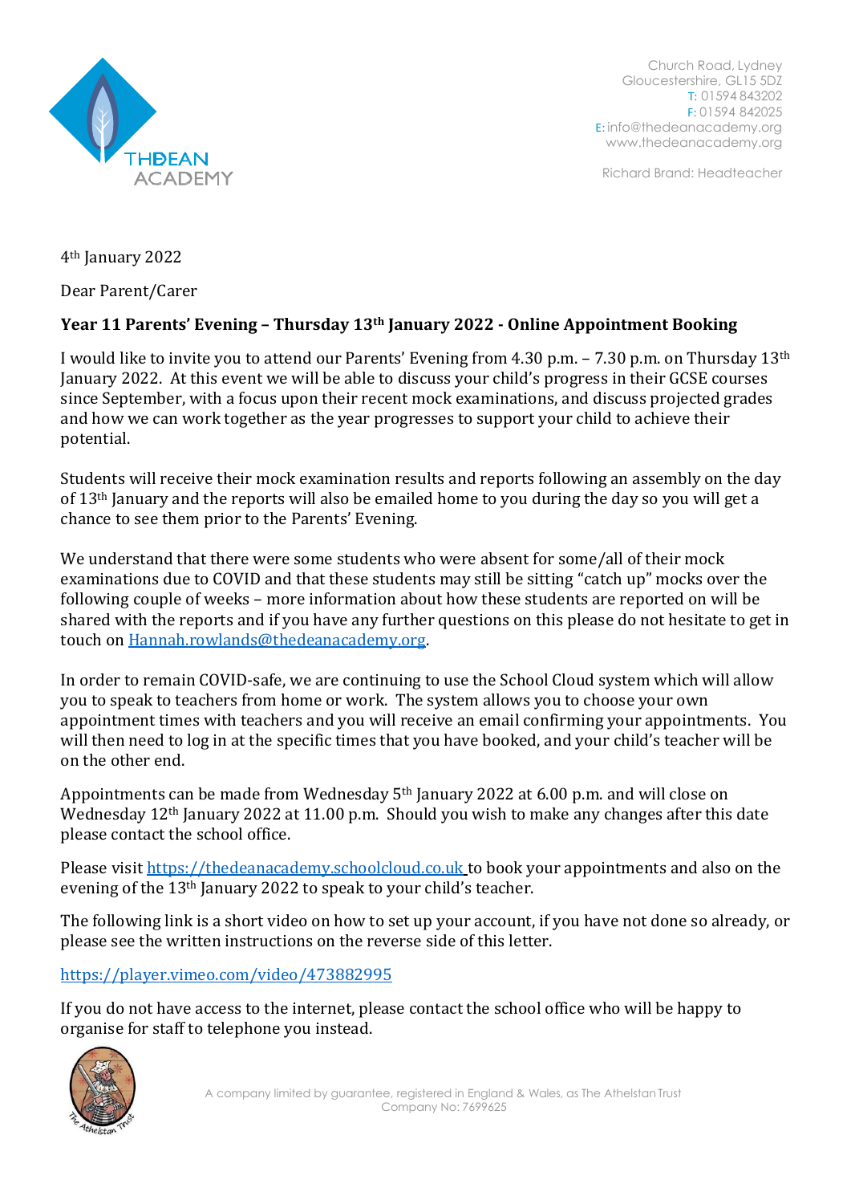THE DEAN ACADEMY

Church Road, Lydney
Gloucestershire, GL15 5DZ
T: 01594 843202
F: 01594 842025
E: info@thedeanacademy.org
www.thedeanacademy.org

Richard Brand: Headteacher

4th January 2022

Dear Parent/Carer

**Year 11 Parents' Evening – Thursday 13th January 2022 - Online Appointment Booking**

I would like to invite you to attend our Parents' Evening from 4.30 p.m. – 7.30 p.m. on Thursday 13th January 2022. At this event we will be able to discuss your child's progress in their GCSE courses since September, with a focus upon their recent mock examinations, and discuss projected grades and how we can work together as the year progresses to support your child to achieve their potential.

Students will receive their mock examination results and reports following an assembly on the day of 13th January and the reports will also be emailed home to you during the day so you will get a chance to see them prior to the Parents' Evening.

We understand that there were some students who were absent for some/all of their mock examinations due to COVID and that these students may still be sitting "catch up" mocks over the following couple of weeks – more information about how these students are reported on will be shared with the reports and if you have any further questions on this please do not hesitate to get in touch on Hannah.rowlands@thedeanacademy.org.

In order to remain COVID-safe, we are continuing to use the School Cloud system which will allow you to speak to teachers from home or work. The system allows you to choose your own appointment times with teachers and you will receive an email confirming your appointments. You will then need to log in at the specific times that you have booked, and your child's teacher will be on the other end.

Appointments can be made from Wednesday 5th January 2022 at 6.00 p.m. and will close on Wednesday 12th January 2022 at 11.00 p.m. Should you wish to make any changes after this date please contact the school office.

Please visit https://thedeanacademy.schoolcloud.co.uk to book your appointments and also on the evening of the 13th January 2022 to speak to your child's teacher.

The following link is a short video on how to set up your account, if you have not done so already, or please see the written instructions on the reverse side of this letter.

https://player.vimeo.com/video/473882995

If you do not have access to the internet, please contact the school office who will be happy to organise for staff to telephone you instead.

A company limited by guarantee, registered in England & Wales, as The Athelstan Trust
Company No: 7699625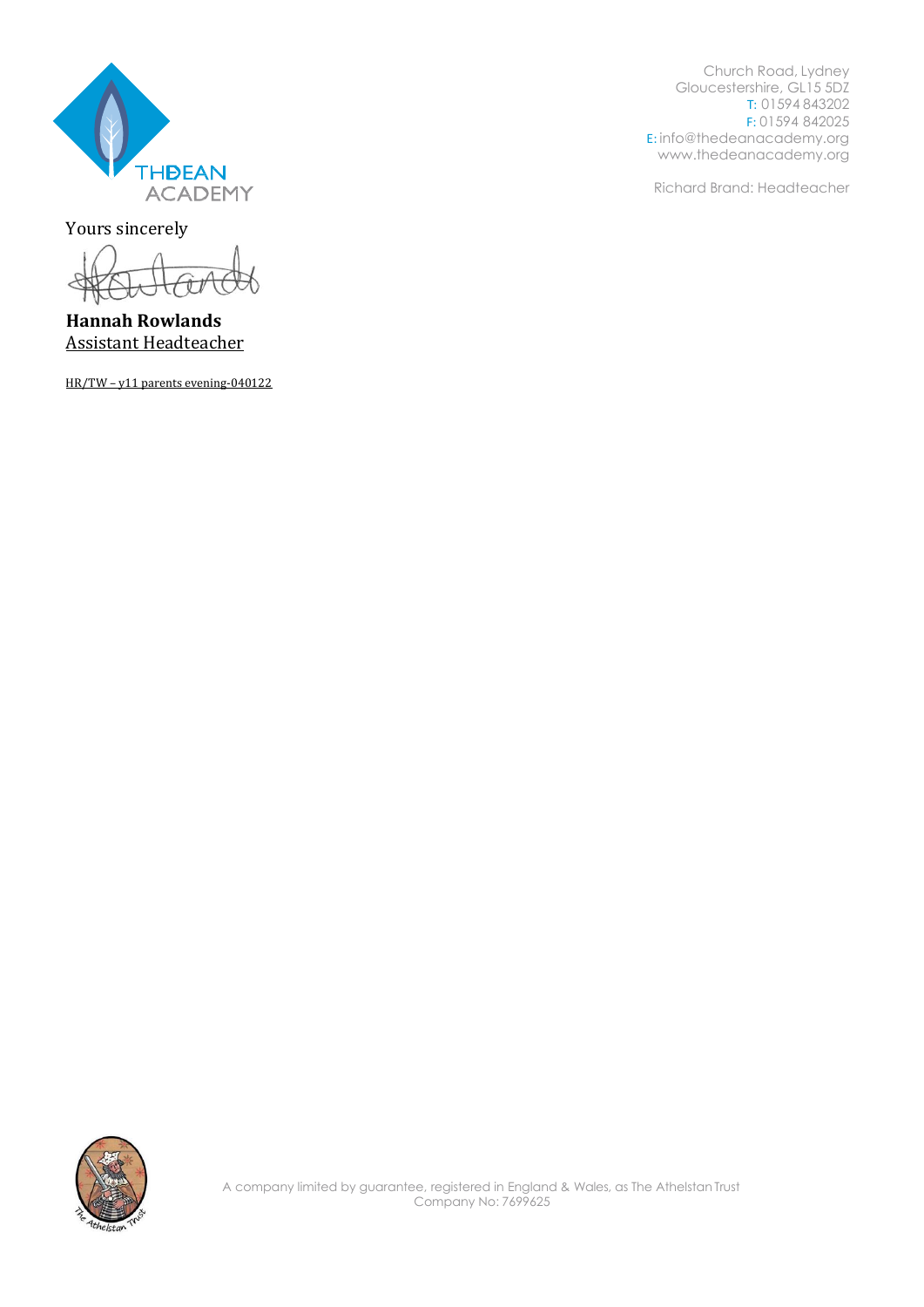Church Road, Lydney
Gloucestershire, GL15 5DZ
T: 01594 843202
F: 01594 842025
E: info@thedeanacademy.org
www.thedeanacademy.org

Richard Brand: Headteacher

Yours sincerely

**Hannah Rowlands**
Assistant Headteacher

HR/TW – y11 parents evening-040122

A company limited by guarantee, registered in England & Wales, as The Athelstan Trust
Company No: 7699625